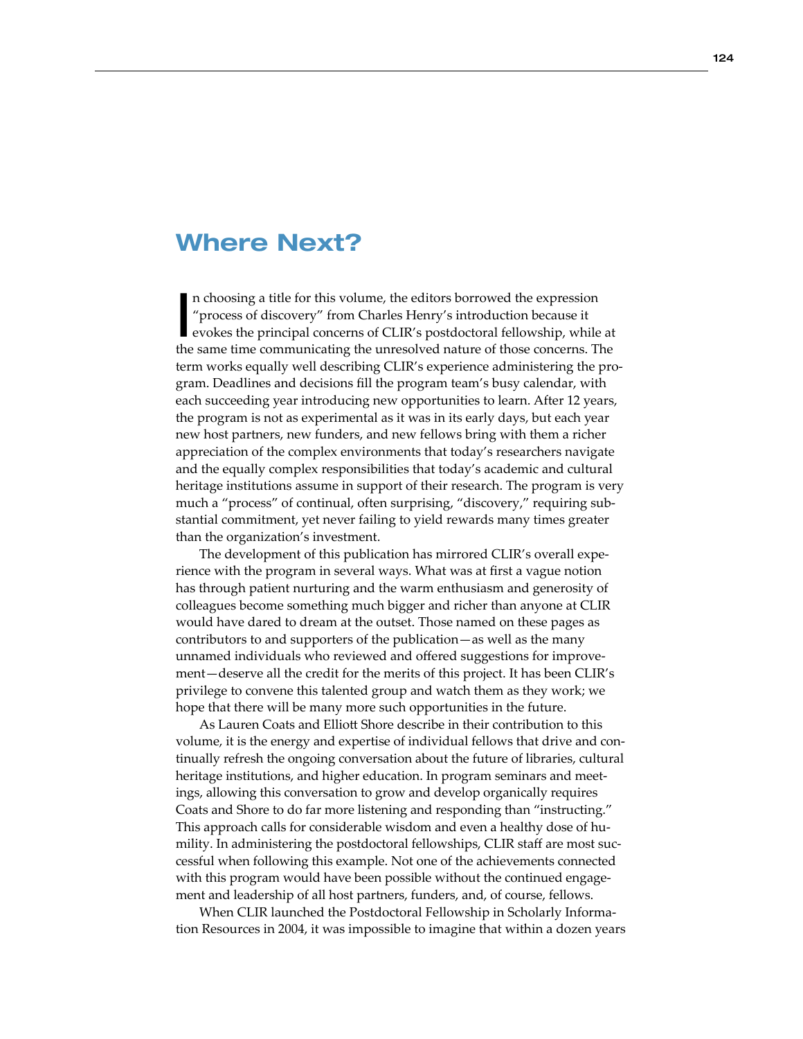# Where Next?

In choosing a title for this volume, the editors borrowed the expression "process of discovery" from Charles Henry's introduction because it evokes the principal concerns of CLIR's postdoctoral fellowship, while at the same time communicating the unresolved nature of those concerns. The term works equally well describing CLIR's experience administering the program. Deadlines and decisions fill the program team's busy calendar, with each succeeding year introducing new opportunities to learn. After 12 years, the program is not as experimental as it was in its early days, but each year new host partners, new funders, and new fellows bring with them a richer appreciation of the complex environments that today's researchers navigate and the equally complex responsibilities that today's academic and cultural heritage institutions assume in support of their research. The program is very much a "process" of continual, often surprising, "discovery," requiring substantial commitment, yet never failing to yield rewards many times greater than the organization's investment.

The development of this publication has mirrored CLIR's overall experience with the program in several ways. What was at first a vague notion has through patient nurturing and the warm enthusiasm and generosity of colleagues become something much bigger and richer than anyone at CLIR would have dared to dream at the outset. Those named on these pages as contributors to and supporters of the publication—as well as the many unnamed individuals who reviewed and offered suggestions for improvement—deserve all the credit for the merits of this project. It has been CLIR's privilege to convene this talented group and watch them as they work; we hope that there will be many more such opportunities in the future.

As Lauren Coats and Elliott Shore describe in their contribution to this volume, it is the energy and expertise of individual fellows that drive and continually refresh the ongoing conversation about the future of libraries, cultural heritage institutions, and higher education. In program seminars and meetings, allowing this conversation to grow and develop organically requires Coats and Shore to do far more listening and responding than "instructing." This approach calls for considerable wisdom and even a healthy dose of humility. In administering the postdoctoral fellowships, CLIR staff are most successful when following this example. Not one of the achievements connected with this program would have been possible without the continued engagement and leadership of all host partners, funders, and, of course, fellows.

When CLIR launched the Postdoctoral Fellowship in Scholarly Information Resources in 2004, it was impossible to imagine that within a dozen years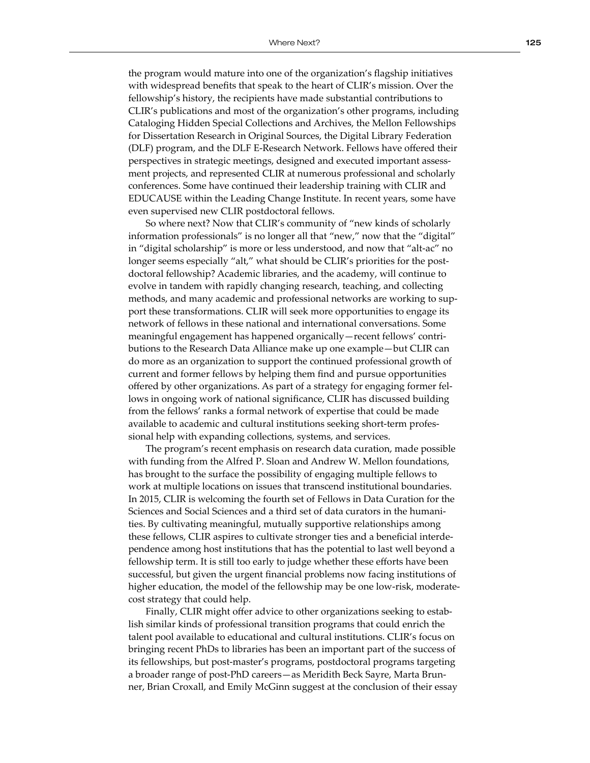the program would mature into one of the organization's flagship initiatives with widespread benefits that speak to the heart of CLIR's mission. Over the fellowship's history, the recipients have made substantial contributions to CLIR's publications and most of the organization's other programs, including Cataloging Hidden Special Collections and Archives, the Mellon Fellowships for Dissertation Research in Original Sources, the Digital Library Federation (DLF) program, and the DLF E-Research Network. Fellows have offered their perspectives in strategic meetings, designed and executed important assessment projects, and represented CLIR at numerous professional and scholarly conferences. Some have continued their leadership training with CLIR and EDUCAUSE within the Leading Change Institute. In recent years, some have even supervised new CLIR postdoctoral fellows.

So where next? Now that CLIR's community of "new kinds of scholarly information professionals" is no longer all that "new," now that the "digital" in "digital scholarship" is more or less understood, and now that "alt-ac" no longer seems especially "alt," what should be CLIR's priorities for the postdoctoral fellowship? Academic libraries, and the academy, will continue to evolve in tandem with rapidly changing research, teaching, and collecting methods, and many academic and professional networks are working to support these transformations. CLIR will seek more opportunities to engage its network of fellows in these national and international conversations. Some meaningful engagement has happened organically—recent fellows' contributions to the Research Data Alliance make up one example—but CLIR can do more as an organization to support the continued professional growth of current and former fellows by helping them find and pursue opportunities offered by other organizations. As part of a strategy for engaging former fellows in ongoing work of national significance, CLIR has discussed building from the fellows' ranks a formal network of expertise that could be made available to academic and cultural institutions seeking short-term professional help with expanding collections, systems, and services.

The program's recent emphasis on research data curation, made possible with funding from the Alfred P. Sloan and Andrew W. Mellon foundations, has brought to the surface the possibility of engaging multiple fellows to work at multiple locations on issues that transcend institutional boundaries. In 2015, CLIR is welcoming the fourth set of Fellows in Data Curation for the Sciences and Social Sciences and a third set of data curators in the humanities. By cultivating meaningful, mutually supportive relationships among these fellows, CLIR aspires to cultivate stronger ties and a beneficial interdependence among host institutions that has the potential to last well beyond a fellowship term. It is still too early to judge whether these efforts have been successful, but given the urgent financial problems now facing institutions of higher education, the model of the fellowship may be one low-risk, moderate-cost strategy that could help.

Finally, CLIR might offer advice to other organizations seeking to establish similar kinds of professional transition programs that could enrich the talent pool available to educational and cultural institutions. CLIR's focus on bringing recent PhDs to libraries has been an important part of the success of its fellowships, but post-master's programs, postdoctoral programs targeting a broader range of post-PhD careers—as Meridith Beck Sayre, Marta Brunner, Brian Croxall, and Emily McGinn suggest at the conclusion of their essay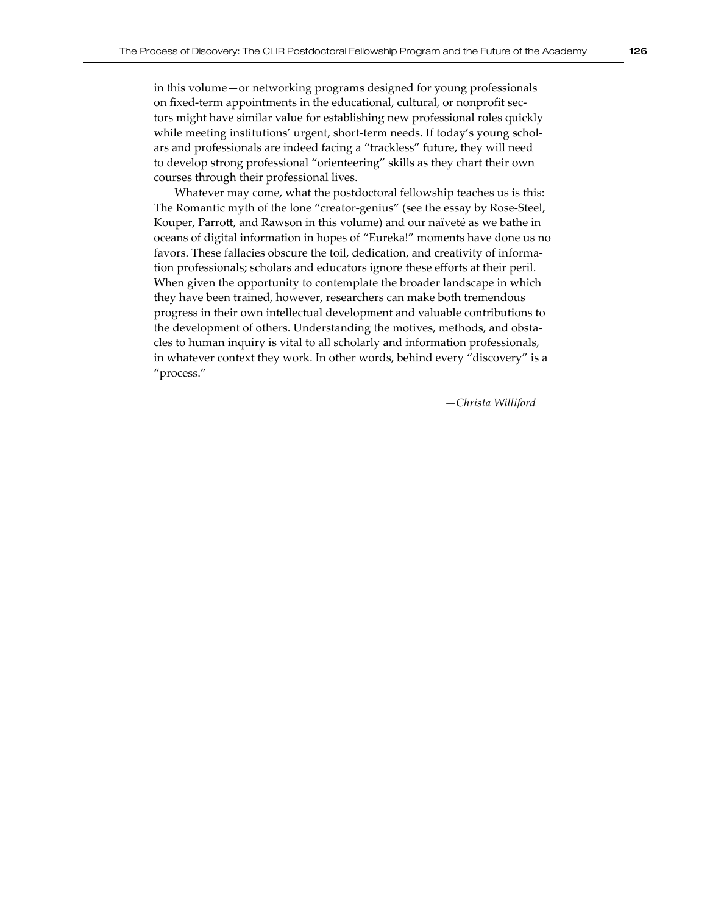in this volume—or networking programs designed for young professionals on fixed-term appointments in the educational, cultural, or nonprofit sectors might have similar value for establishing new professional roles quickly while meeting institutions' urgent, short-term needs. If today's young scholars and professionals are indeed facing a "trackless" future, they will need to develop strong professional "orienteering" skills as they chart their own courses through their professional lives.

Whatever may come, what the postdoctoral fellowship teaches us is this: The Romantic myth of the lone "creator-genius" (see the essay by Rose-Steel, Kouper, Parrott, and Rawson in this volume) and our naïveté as we bathe in oceans of digital information in hopes of "Eureka!" moments have done us no favors. These fallacies obscure the toil, dedication, and creativity of information professionals; scholars and educators ignore these efforts at their peril. When given the opportunity to contemplate the broader landscape in which they have been trained, however, researchers can make both tremendous progress in their own intellectual development and valuable contributions to the development of others. Understanding the motives, methods, and obstacles to human inquiry is vital to all scholarly and information professionals, in whatever context they work. In other words, behind every "discovery" is a "process."

*—Christa Williford*